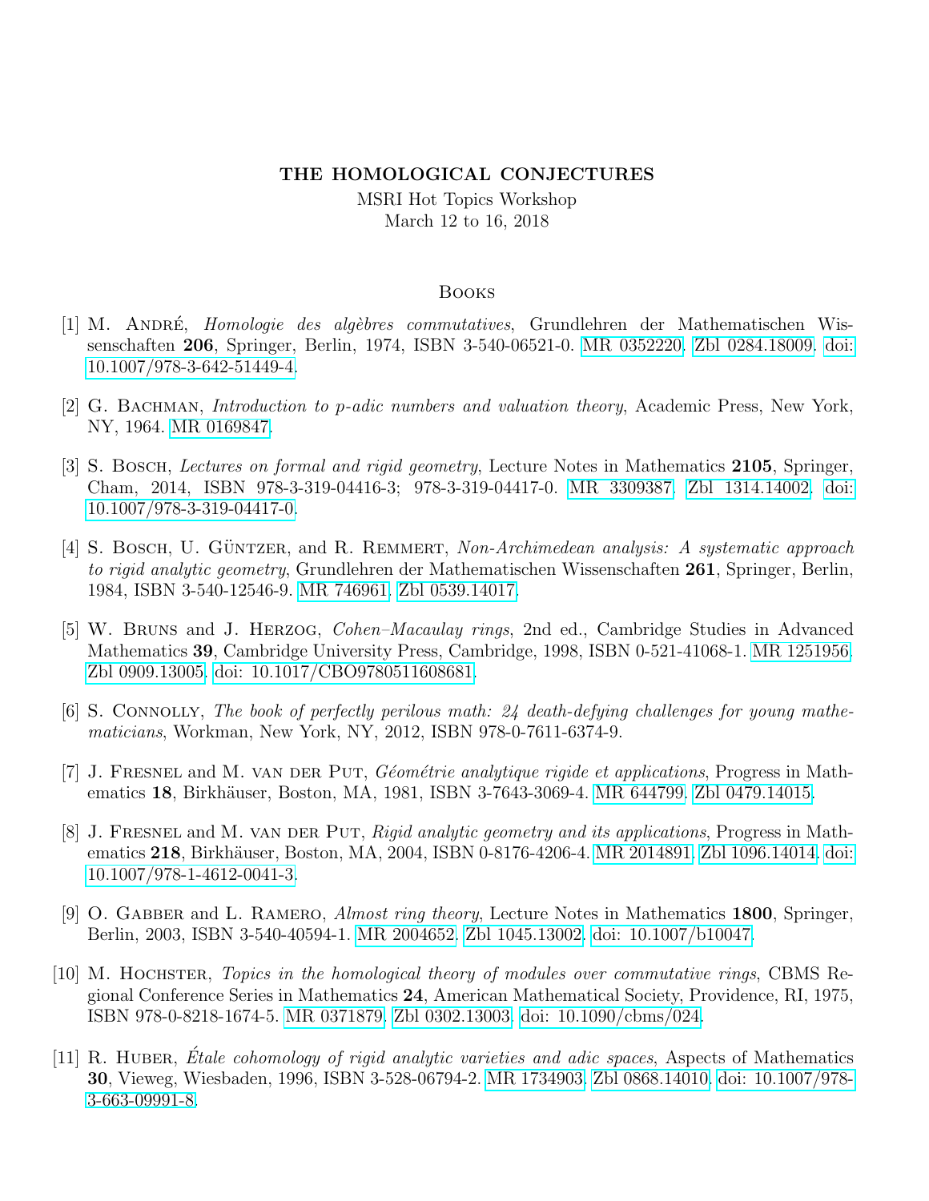**THE HOMOLOGICAL CONJECTURES**

MSRI Hot Topics Workshop
March 12 to 16, 2018

## Books

[1] M. André, *Homologie des algèbres commutatives*, Grundlehren der Mathematischen Wissenschaften **206**, Springer, Berlin, 1974, ISBN 3-540-06521-0. MR 0352220. Zbl 0284.18009. doi: 10.1007/978-3-642-51449-4.

[2] G. Bachman, *Introduction to p-adic numbers and valuation theory*, Academic Press, New York, NY, 1964. MR 0169847.

[3] S. Bosch, *Lectures on formal and rigid geometry*, Lecture Notes in Mathematics **2105**, Springer, Cham, 2014, ISBN 978-3-319-04416-3; 978-3-319-04417-0. MR 3309387. Zbl 1314.14002. doi: 10.1007/978-3-319-04417-0.

[4] S. Bosch, U. Güntzer, and R. Remmert, *Non-Archimedean analysis: A systematic approach to rigid analytic geometry*, Grundlehren der Mathematischen Wissenschaften **261**, Springer, Berlin, 1984, ISBN 3-540-12546-9. MR 746961. Zbl 0539.14017.

[5] W. Bruns and J. Herzog, *Cohen–Macaulay rings*, 2nd ed., Cambridge Studies in Advanced Mathematics **39**, Cambridge University Press, Cambridge, 1998, ISBN 0-521-41068-1. MR 1251956. Zbl 0909.13005. doi: 10.1017/CBO9780511608681.

[6] S. Connolly, *The book of perfectly perilous math: 24 death-defying challenges for young mathematicians*, Workman, New York, NY, 2012, ISBN 978-0-7611-6374-9.

[7] J. Fresnel and M. van der Put, *Géométrie analytique rigide et applications*, Progress in Mathematics **18**, Birkhäuser, Boston, MA, 1981, ISBN 3-7643-3069-4. MR 644799. Zbl 0479.14015.

[8] J. Fresnel and M. van der Put, *Rigid analytic geometry and its applications*, Progress in Mathematics **218**, Birkhäuser, Boston, MA, 2004, ISBN 0-8176-4206-4. MR 2014891. Zbl 1096.14014. doi: 10.1007/978-1-4612-0041-3.

[9] O. Gabber and L. Ramero, *Almost ring theory*, Lecture Notes in Mathematics **1800**, Springer, Berlin, 2003, ISBN 3-540-40594-1. MR 2004652. Zbl 1045.13002. doi: 10.1007/b10047.

[10] M. Hochster, *Topics in the homological theory of modules over commutative rings*, CBMS Regional Conference Series in Mathematics **24**, American Mathematical Society, Providence, RI, 1975, ISBN 978-0-8218-1674-5. MR 0371879. Zbl 0302.13003. doi: 10.1090/cbms/024.

[11] R. Huber, *Étale cohomology of rigid analytic varieties and adic spaces*, Aspects of Mathematics **30**, Vieweg, Wiesbaden, 1996, ISBN 3-528-06794-2. MR 1734903. Zbl 0868.14010. doi: 10.1007/978-3-663-09991-8.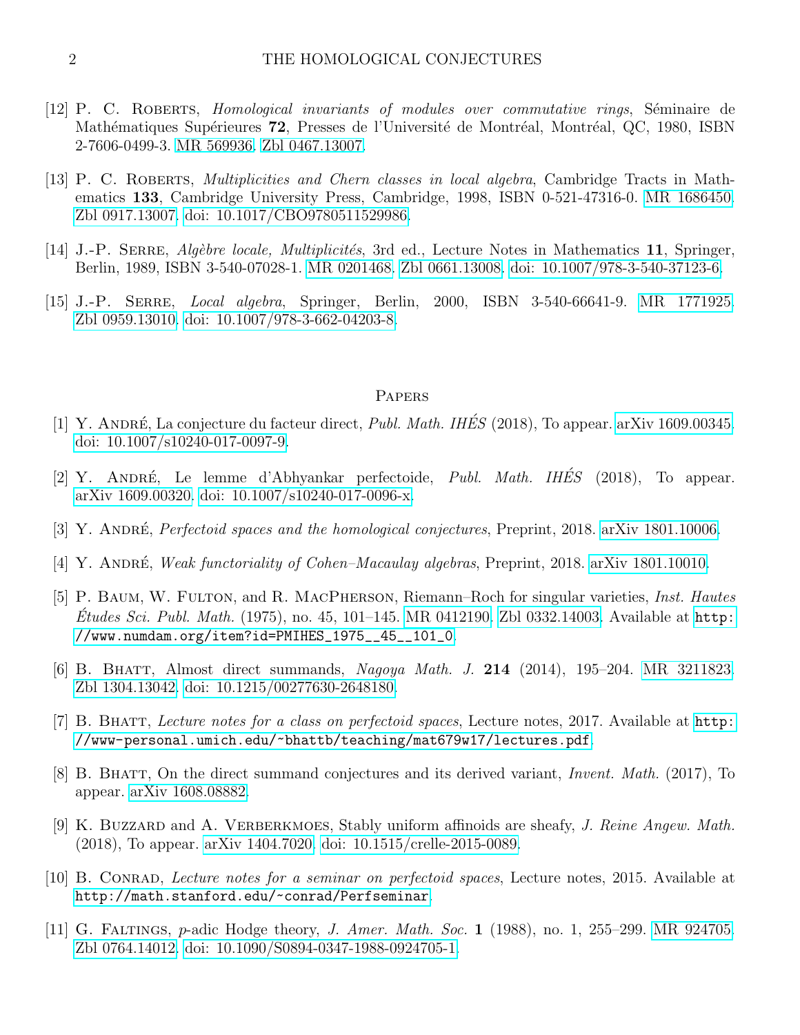[12] P. C. Roberts, *Homological invariants of modules over commutative rings*, Séminaire de Mathématiques Supérieures **72**, Presses de l'Université de Montréal, Montréal, QC, 1980, ISBN 2-7606-0499-3. MR 569936. Zbl 0467.13007.

[13] P. C. Roberts, *Multiplicities and Chern classes in local algebra*, Cambridge Tracts in Mathematics **133**, Cambridge University Press, Cambridge, 1998, ISBN 0-521-47316-0. MR 1686450. Zbl 0917.13007. doi: 10.1017/CBO9780511529986.

[14] J.-P. Serre, *Algèbre locale, Multiplicités*, 3rd ed., Lecture Notes in Mathematics **11**, Springer, Berlin, 1989, ISBN 3-540-07028-1. MR 0201468. Zbl 0661.13008. doi: 10.1007/978-3-540-37123-6.

[15] J.-P. Serre, *Local algebra*, Springer, Berlin, 2000, ISBN 3-540-66641-9. MR 1771925. Zbl 0959.13010. doi: 10.1007/978-3-662-04203-8.

## Papers

[1] Y. André, La conjecture du facteur direct, *Publ. Math. IHÉS* (2018), To appear. arXiv 1609.00345. doi: 10.1007/s10240-017-0097-9.

[2] Y. André, Le lemme d'Abhyankar perfectoide, *Publ. Math. IHÉS* (2018), To appear. arXiv 1609.00320. doi: 10.1007/s10240-017-0096-x.

[3] Y. André, *Perfectoid spaces and the homological conjectures*, Preprint, 2018. arXiv 1801.10006.

[4] Y. André, *Weak functoriality of Cohen–Macaulay algebras*, Preprint, 2018. arXiv 1801.10010.

[5] P. Baum, W. Fulton, and R. MacPherson, Riemann–Roch for singular varieties, *Inst. Hautes Études Sci. Publ. Math.* (1975), no. 45, 101–145. MR 0412190. Zbl 0332.14003. Available at `http://www.numdam.org/item?id=PMIHES_1975__45__101_0`.

[6] B. Bhatt, Almost direct summands, *Nagoya Math. J.* **214** (2014), 195–204. MR 3211823. Zbl 1304.13042. doi: 10.1215/00277630-2648180.

[7] B. Bhatt, *Lecture notes for a class on perfectoid spaces*, Lecture notes, 2017. Available at `http://www-personal.umich.edu/~bhattb/teaching/mat679w17/lectures.pdf`.

[8] B. Bhatt, On the direct summand conjectures and its derived variant, *Invent. Math.* (2017), To appear. arXiv 1608.08882.

[9] K. Buzzard and A. Verberkmoes, Stably uniform affinoids are sheafy, *J. Reine Angew. Math.* (2018), To appear. arXiv 1404.7020. doi: 10.1515/crelle-2015-0089.

[10] B. Conrad, *Lecture notes for a seminar on perfectoid spaces*, Lecture notes, 2015. Available at `http://math.stanford.edu/~conrad/Perfseminar`.

[11] G. Faltings, $p$-adic Hodge theory, *J. Amer. Math. Soc.* **1** (1988), no. 1, 255–299. MR 924705. Zbl 0764.14012. doi: 10.1090/S0894-0347-1988-0924705-1.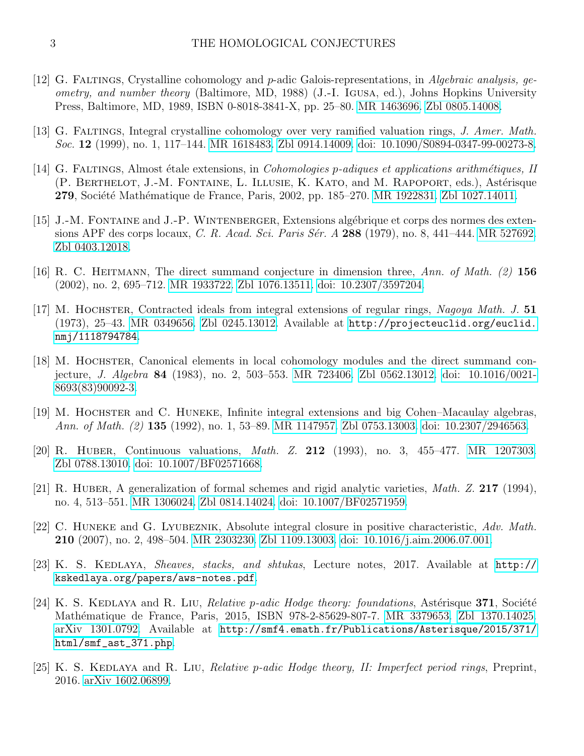[12] G. Faltings, Crystalline cohomology and $p$-adic Galois-representations, in *Algebraic analysis, geometry, and number theory* (Baltimore, MD, 1988) (J.-I. Igusa, ed.), Johns Hopkins University Press, Baltimore, MD, 1989, ISBN 0-8018-3841-X, pp. 25–80. MR 1463696. Zbl 0805.14008.

[13] G. Faltings, Integral crystalline cohomology over very ramified valuation rings, *J. Amer. Math. Soc.* **12** (1999), no. 1, 117–144. MR 1618483. Zbl 0914.14009. doi: 10.1090/S0894-0347-99-00273-8.

[14] G. Faltings, Almost étale extensions, in *Cohomologies p-adiques et applications arithmétiques, II* (P. Berthelot, J.-M. Fontaine, L. Illusie, K. Kato, and M. Rapoport, eds.), Astérisque **279**, Société Mathématique de France, Paris, 2002, pp. 185–270. MR 1922831. Zbl 1027.14011.

[15] J.-M. Fontaine and J.-P. Wintenberger, Extensions algébrique et corps des normes des extensions APF des corps locaux, *C. R. Acad. Sci. Paris Sér. A* **288** (1979), no. 8, 441–444. MR 527692. Zbl 0403.12018.

[16] R. C. Heitmann, The direct summand conjecture in dimension three, *Ann. of Math. (2)* **156** (2002), no. 2, 695–712. MR 1933722. Zbl 1076.13511. doi: 10.2307/3597204.

[17] M. Hochster, Contracted ideals from integral extensions of regular rings, *Nagoya Math. J.* **51** (1973), 25–43. MR 0349656. Zbl 0245.13012. Available at http://projecteuclid.org/euclid.nmj/1118794784.

[18] M. Hochster, Canonical elements in local cohomology modules and the direct summand conjecture, *J. Algebra* **84** (1983), no. 2, 503–553. MR 723406. Zbl 0562.13012. doi: 10.1016/0021-8693(83)90092-3.

[19] M. Hochster and C. Huneke, Infinite integral extensions and big Cohen–Macaulay algebras, *Ann. of Math. (2)* **135** (1992), no. 1, 53–89. MR 1147957. Zbl 0753.13003. doi: 10.2307/2946563.

[20] R. Huber, Continuous valuations, *Math. Z.* **212** (1993), no. 3, 455–477. MR 1207303. Zbl 0788.13010. doi: 10.1007/BF02571668.

[21] R. Huber, A generalization of formal schemes and rigid analytic varieties, *Math. Z.* **217** (1994), no. 4, 513–551. MR 1306024. Zbl 0814.14024. doi: 10.1007/BF02571959.

[22] C. Huneke and G. Lyubeznik, Absolute integral closure in positive characteristic, *Adv. Math.* **210** (2007), no. 2, 498–504. MR 2303230. Zbl 1109.13003. doi: 10.1016/j.aim.2006.07.001.

[23] K. S. Kedlaya, *Sheaves, stacks, and shtukas*, Lecture notes, 2017. Available at http://kskedlaya.org/papers/aws-notes.pdf.

[24] K. S. Kedlaya and R. Liu, *Relative p-adic Hodge theory: foundations*, Astérisque **371**, Société Mathématique de France, Paris, 2015, ISBN 978-2-85629-807-7. MR 3379653. Zbl 1370.14025. arXiv 1301.0792. Available at http://smf4.emath.fr/Publications/Asterisque/2015/371/html/smf_ast_371.php.

[25] K. S. Kedlaya and R. Liu, *Relative p-adic Hodge theory, II: Imperfect period rings*, Preprint, 2016. arXiv 1602.06899.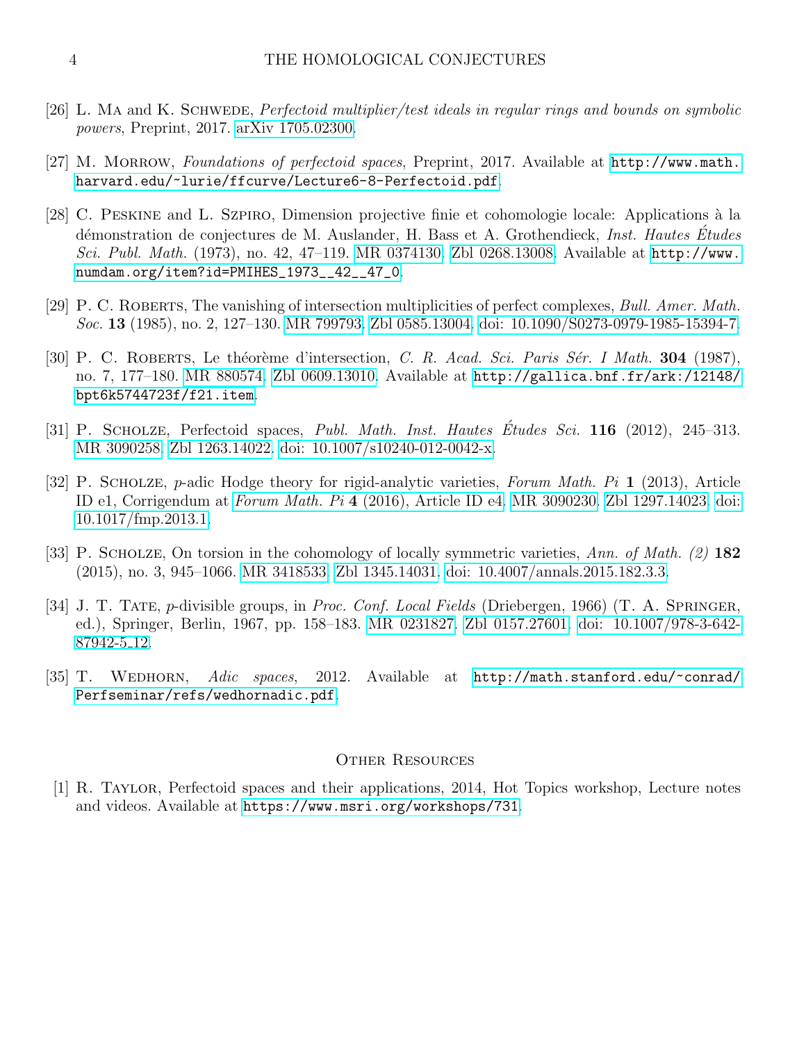[26] L. Ma and K. Schwede, *Perfectoid multiplier/test ideals in regular rings and bounds on symbolic powers*, Preprint, 2017. arXiv 1705.02300.

[27] M. Morrow, *Foundations of perfectoid spaces*, Preprint, 2017. Available at http://www.math.harvard.edu/~lurie/ffcurve/Lecture6-8-Perfectoid.pdf.

[28] C. Peskine and L. Szpiro, Dimension projective finie et cohomologie locale: Applications à la démonstration de conjectures de M. Auslander, H. Bass et A. Grothendieck, *Inst. Hautes Études Sci. Publ. Math.* (1973), no. 42, 47–119. MR 0374130. Zbl 0268.13008. Available at http://www.numdam.org/item?id=PMIHES_1973__42__47_0.

[29] P. C. Roberts, The vanishing of intersection multiplicities of perfect complexes, *Bull. Amer. Math. Soc.* **13** (1985), no. 2, 127–130. MR 799793. Zbl 0585.13004. doi: 10.1090/S0273-0979-1985-15394-7.

[30] P. C. Roberts, Le théorème d'intersection, *C. R. Acad. Sci. Paris Sér. I Math.* **304** (1987), no. 7, 177–180. MR 880574. Zbl 0609.13010. Available at http://gallica.bnf.fr/ark:/12148/bpt6k5744723f/f21.item.

[31] P. Scholze, Perfectoid spaces, *Publ. Math. Inst. Hautes Études Sci.* **116** (2012), 245–313. MR 3090258. Zbl 1263.14022. doi: 10.1007/s10240-012-0042-x.

[32] P. Scholze, $p$-adic Hodge theory for rigid-analytic varieties, *Forum Math. Pi* **1** (2013), Article ID e1, Corrigendum at *Forum Math. Pi* **4** (2016), Article ID e4. MR 3090230. Zbl 1297.14023. doi: 10.1017/fmp.2013.1.

[33] P. Scholze, On torsion in the cohomology of locally symmetric varieties, *Ann. of Math. (2)* **182** (2015), no. 3, 945–1066. MR 3418533. Zbl 1345.14031. doi: 10.4007/annals.2015.182.3.3.

[34] J. T. Tate, $p$-divisible groups, in *Proc. Conf. Local Fields* (Driebergen, 1966) (T. A. Springer, ed.), Springer, Berlin, 1967, pp. 158–183. MR 0231827. Zbl 0157.27601. doi: 10.1007/978-3-642-87942-5_12.

[35] T. Wedhorn, *Adic spaces*, 2012. Available at http://math.stanford.edu/~conrad/Perfseminar/refs/wedhornadic.pdf.

## Other Resources

[1] R. Taylor, Perfectoid spaces and their applications, 2014, Hot Topics workshop, Lecture notes and videos. Available at https://www.msri.org/workshops/731.